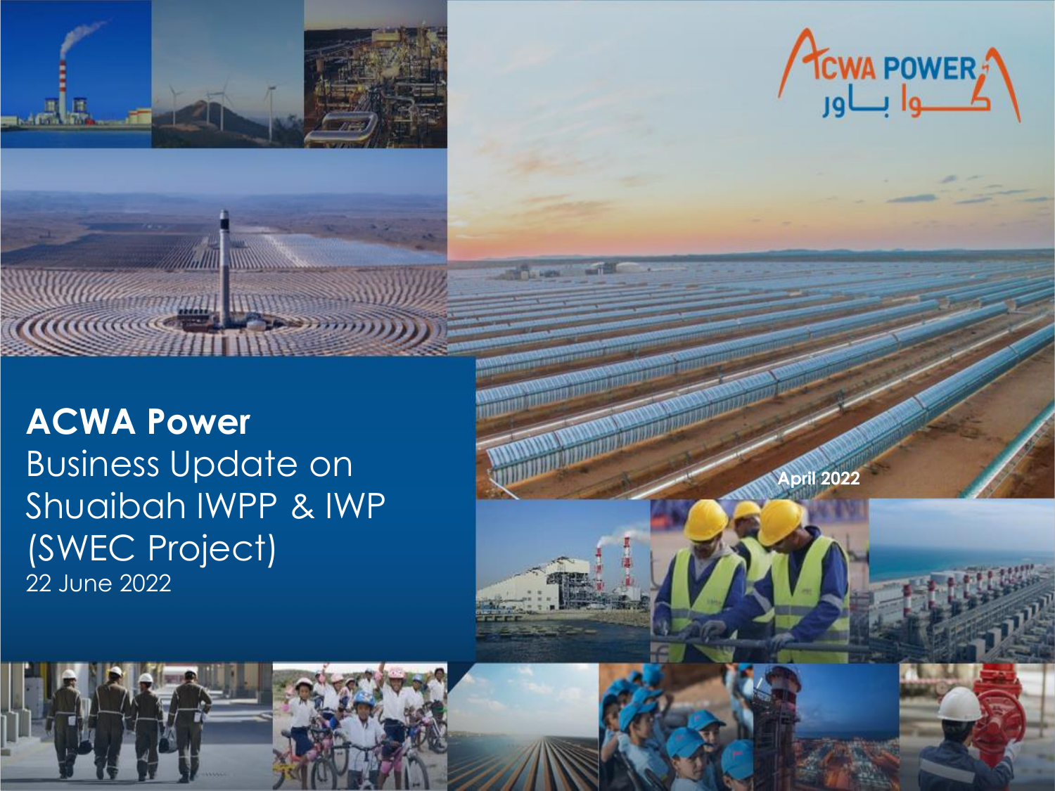ACWA POWER

أكوا باور

April 2022

# ACWA Power

## Business Update on Shuaibah IWPP & IWP (SWEC Project)

22 June 2022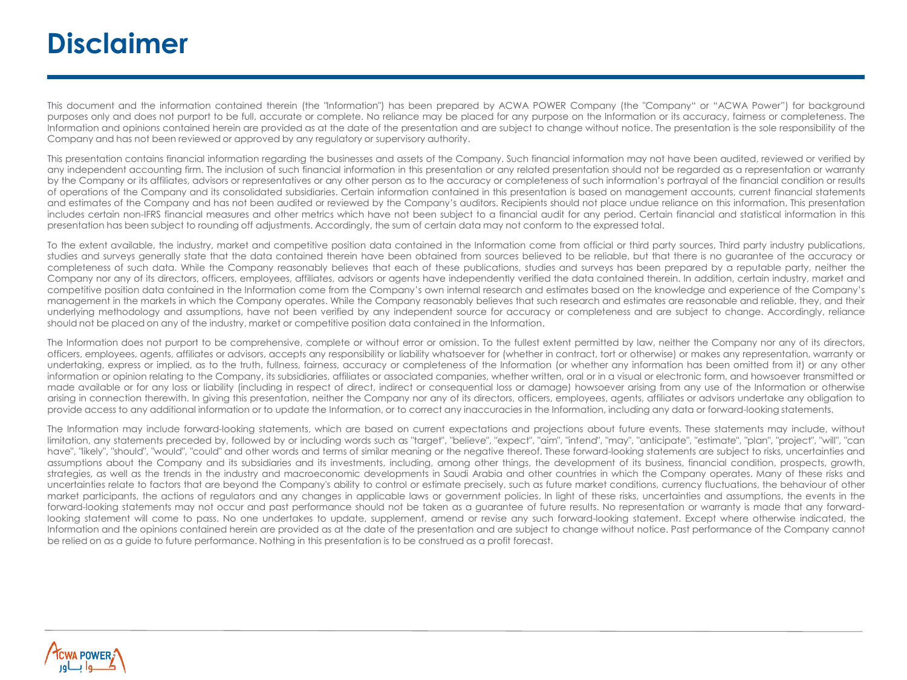# Disclaimer

This document and the information contained therein (the "Information") has been prepared by ACWA POWER Company (the "Company" or "ACWA Power") for background purposes only and does not purport to be full, accurate or complete. No reliance may be placed for any purpose on the Information or its accuracy, fairness or completeness. The Information and opinions contained herein are provided as at the date of the presentation and are subject to change without notice. The presentation is the sole responsibility of the Company and has not been reviewed or approved by any regulatory or supervisory authority.

This presentation contains financial information regarding the businesses and assets of the Company. Such financial information may not have been audited, reviewed or verified by any independent accounting firm. The inclusion of such financial information in this presentation or any related presentation should not be regarded as a representation or warranty by the Company or its affiliates, advisors or representatives or any other person as to the accuracy or completeness of such information's portrayal of the financial condition or results of operations of the Company and its consolidated subsidiaries. Certain information contained in this presentation is based on management accounts, current financial statements and estimates of the Company and has not been audited or reviewed by the Company's auditors. Recipients should not place undue reliance on this information. This presentation includes certain non-IFRS financial measures and other metrics which have not been subject to a financial audit for any period. Certain financial and statistical information in this presentation has been subject to rounding off adjustments. Accordingly, the sum of certain data may not conform to the expressed total.

To the extent available, the industry, market and competitive position data contained in the Information come from official or third party sources. Third party industry publications, studies and surveys generally state that the data contained therein have been obtained from sources believed to be reliable, but that there is no guarantee of the accuracy or completeness of such data. While the Company reasonably believes that each of these publications, studies and surveys has been prepared by a reputable party, neither the Company nor any of its directors, officers, employees, affiliates, advisors or agents have independently verified the data contained therein. In addition, certain industry, market and competitive position data contained in the Information come from the Company's own internal research and estimates based on the knowledge and experience of the Company's management in the markets in which the Company operates. While the Company reasonably believes that such research and estimates are reasonable and reliable, they, and their underlying methodology and assumptions, have not been verified by any independent source for accuracy or completeness and are subject to change. Accordingly, reliance should not be placed on any of the industry, market or competitive position data contained in the Information.

The Information does not purport to be comprehensive, complete or without error or omission. To the fullest extent permitted by law, neither the Company nor any of its directors, officers, employees, agents, affiliates or advisors, accepts any responsibility or liability whatsoever for (whether in contract, tort or otherwise) or makes any representation, warranty or undertaking, express or implied, as to the truth, fullness, fairness, accuracy or completeness of the Information (or whether any information has been omitted from it) or any other information or opinion relating to the Company, its subsidiaries, affiliates or associated companies, whether written, oral or in a visual or electronic form, and howsoever transmitted or made available or for any loss or liability (including in respect of direct, indirect or consequential loss or damage) howsoever arising from any use of the Information or otherwise arising in connection therewith. In giving this presentation, neither the Company nor any of its directors, officers, employees, agents, affiliates or advisors undertake any obligation to provide access to any additional information or to update the Information, or to correct any inaccuracies in the Information, including any data or forward-looking statements.

The Information may include forward-looking statements, which are based on current expectations and projections about future events. These statements may include, without limitation, any statements preceded by, followed by or including words such as "target", "believe", "expect", "aim", "intend", "may", "anticipate", "estimate", "plan", "project", "will", "can have", "likely", "should", "would", "could" and other words and terms of similar meaning or the negative thereof. These forward-looking statements are subject to risks, uncertainties and assumptions about the Company and its subsidiaries and its investments, including, among other things, the development of its business, financial condition, prospects, growth, strategies, as well as the trends in the industry and macroeconomic developments in Saudi Arabia and other countries in which the Company operates. Many of these risks and uncertainties relate to factors that are beyond the Company's ability to control or estimate precisely, such as future market conditions, currency fluctuations, the behaviour of other market participants, the actions of regulators and any changes in applicable laws or government policies. In light of these risks, uncertainties and assumptions, the events in the forward-looking statements may not occur and past performance should not be taken as a guarantee of future results. No representation or warranty is made that any forward-looking statement will come to pass. No one undertakes to update, supplement, amend or revise any such forward-looking statement. Except where otherwise indicated, the Information and the opinions contained herein are provided as at the date of the presentation and are subject to change without notice. Past performance of the Company cannot be relied on as a guide to future performance. Nothing in this presentation is to be construed as a profit forecast.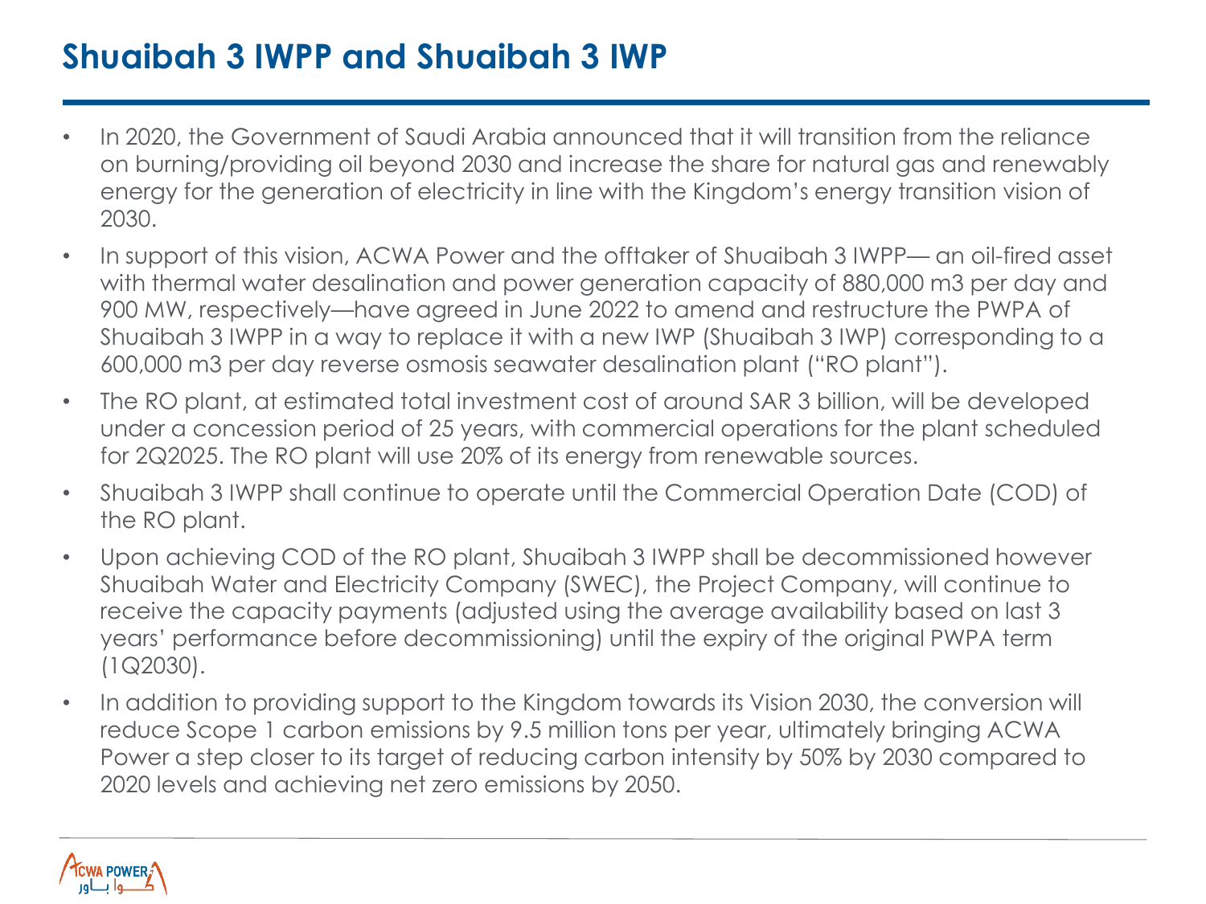# Shuaibah 3 IWPP and Shuaibah 3 IWP

- In 2020, the Government of Saudi Arabia announced that it will transition from the reliance on burning/providing oil beyond 2030 and increase the share for natural gas and renewably energy for the generation of electricity in line with the Kingdom's energy transition vision of 2030.
- In support of this vision, ACWA Power and the offtaker of Shuaibah 3 IWPP— an oil-fired asset with thermal water desalination and power generation capacity of 880,000 m3 per day and 900 MW, respectively—have agreed in June 2022 to amend and restructure the PWPA of Shuaibah 3 IWPP in a way to replace it with a new IWP (Shuaibah 3 IWP) corresponding to a 600,000 m3 per day reverse osmosis seawater desalination plant ("RO plant").
- The RO plant, at estimated total investment cost of around SAR 3 billion, will be developed under a concession period of 25 years, with commercial operations for the plant scheduled for 2Q2025. The RO plant will use 20% of its energy from renewable sources.
- Shuaibah 3 IWPP shall continue to operate until the Commercial Operation Date (COD) of the RO plant.
- Upon achieving COD of the RO plant, Shuaibah 3 IWPP shall be decommissioned however Shuaibah Water and Electricity Company (SWEC), the Project Company, will continue to receive the capacity payments (adjusted using the average availability based on last 3 years' performance before decommissioning) until the expiry of the original PWPA term (1Q2030).
- In addition to providing support to the Kingdom towards its Vision 2030, the conversion will reduce Scope 1 carbon emissions by 9.5 million tons per year, ultimately bringing ACWA Power a step closer to its target of reducing carbon intensity by 50% by 2030 compared to 2020 levels and achieving net zero emissions by 2050.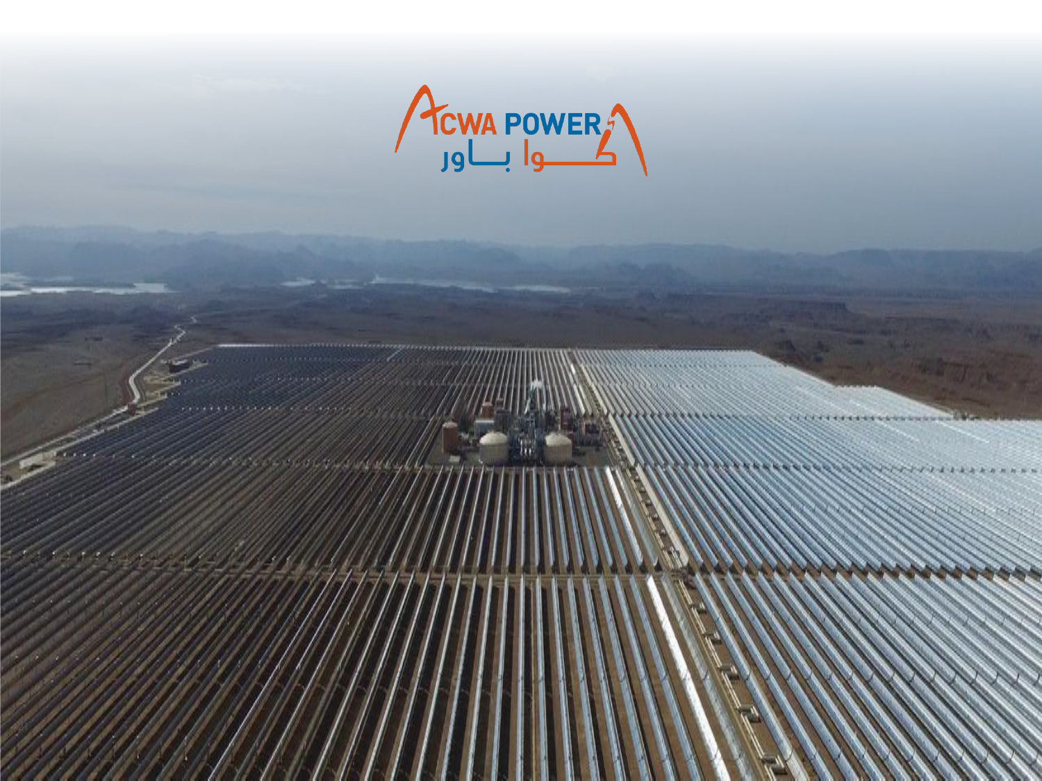ACWA POWER

اكوا باور